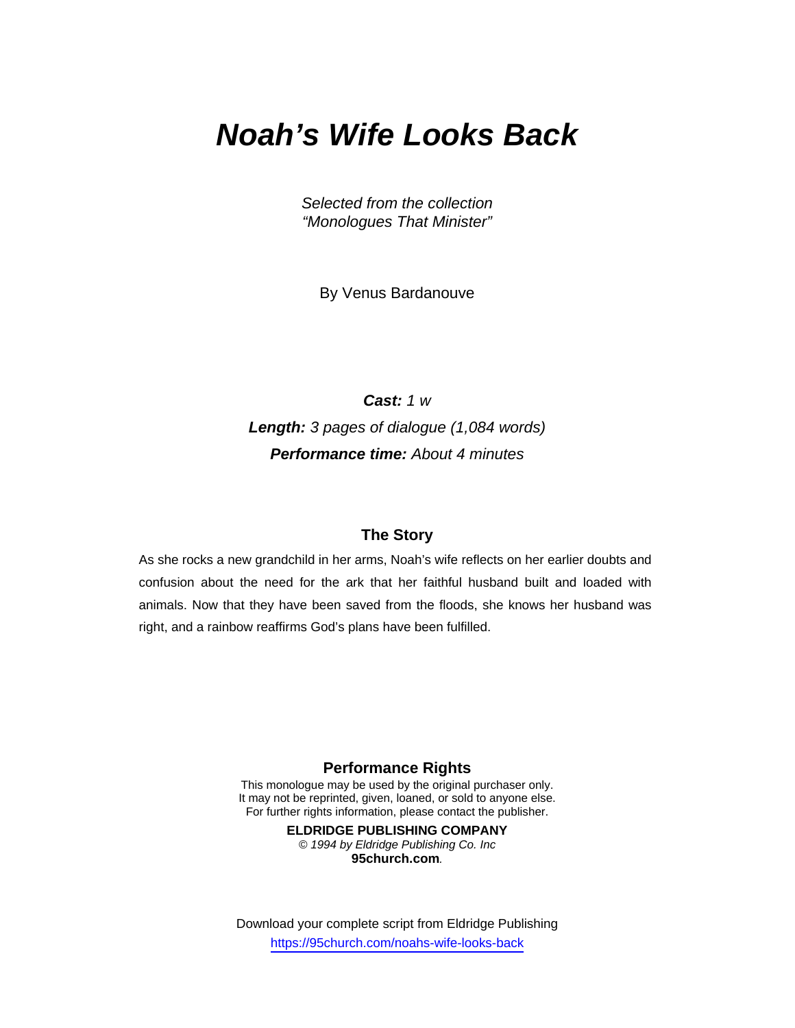# *Noah's Wife Looks Back*

*Selected from the collection*
*"Monologues That Minister"*

By Venus Bardanouve

***Cast:*** *1 w*

***Length:*** *3 pages of dialogue (1,084 words)*

***Performance time:*** *About 4 minutes*

### The Story

As she rocks a new grandchild in her arms, Noah's wife reflects on her earlier doubts and confusion about the need for the ark that her faithful husband built and loaded with animals. Now that they have been saved from the floods, she knows her husband was right, and a rainbow reaffirms God's plans have been fulfilled.

### Performance Rights

This monologue may be used by the original purchaser only.
It may not be reprinted, given, loaned, or sold to anyone else.
For further rights information, please contact the publisher.

**ELDRIDGE PUBLISHING COMPANY**
*© 1994 by Eldridge Publishing Co. Inc*
**95church.com**.

Download your complete script from Eldridge Publishing
https://95church.com/noahs-wife-looks-back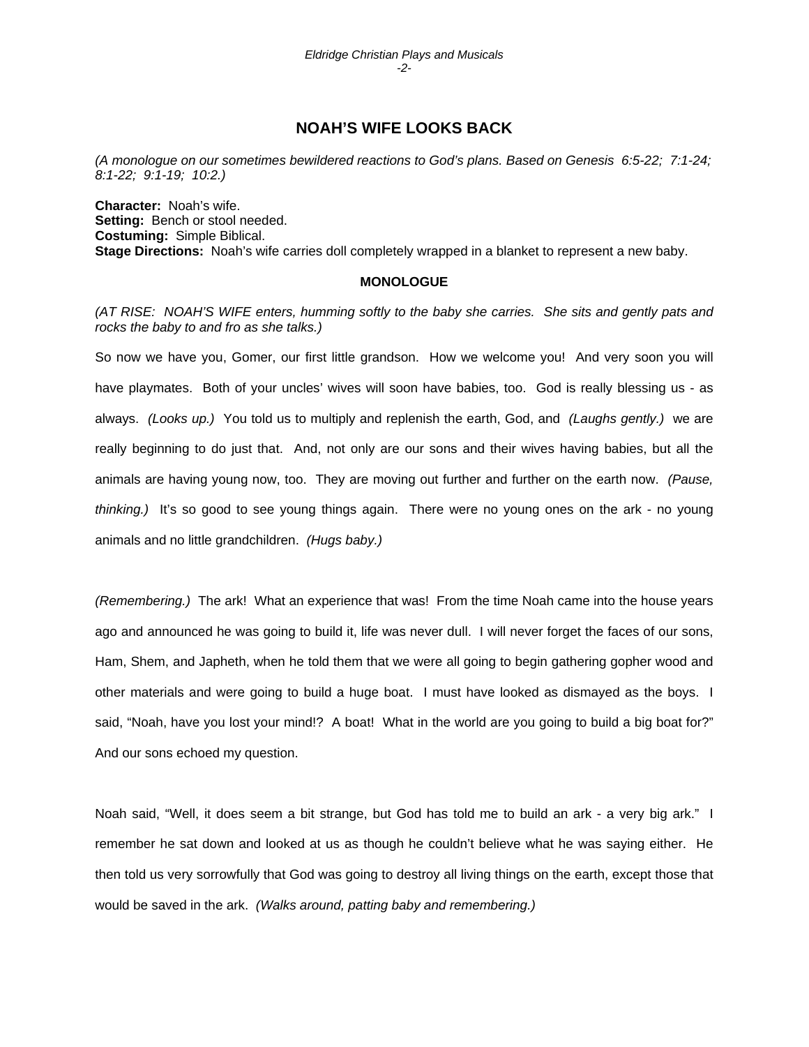# NOAH'S WIFE LOOKS BACK

*(A monologue on our sometimes bewildered reactions to God's plans. Based on Genesis 6:5-22; 7:1-24; 8:1-22; 9:1-19; 10:2.)*

**Character:** Noah's wife.
**Setting:** Bench or stool needed.
**Costuming:** Simple Biblical.
**Stage Directions:** Noah's wife carries doll completely wrapped in a blanket to represent a new baby.

**MONOLOGUE**

*(AT RISE: NOAH'S WIFE enters, humming softly to the baby she carries. She sits and gently pats and rocks the baby to and fro as she talks.)*

So now we have you, Gomer, our first little grandson. How we welcome you! And very soon you will have playmates. Both of your uncles' wives will soon have babies, too. God is really blessing us - as always. *(Looks up.)* You told us to multiply and replenish the earth, God, and *(Laughs gently.)* we are really beginning to do just that. And, not only are our sons and their wives having babies, but all the animals are having young now, too. They are moving out further and further on the earth now. *(Pause, thinking.)* It's so good to see young things again. There were no young ones on the ark - no young animals and no little grandchildren. *(Hugs baby.)*

*(Remembering.)* The ark! What an experience that was! From the time Noah came into the house years ago and announced he was going to build it, life was never dull. I will never forget the faces of our sons, Ham, Shem, and Japheth, when he told them that we were all going to begin gathering gopher wood and other materials and were going to build a huge boat. I must have looked as dismayed as the boys. I said, "Noah, have you lost your mind!? A boat! What in the world are you going to build a big boat for?" And our sons echoed my question.

Noah said, "Well, it does seem a bit strange, but God has told me to build an ark - a very big ark." I remember he sat down and looked at us as though he couldn't believe what he was saying either. He then told us very sorrowfully that God was going to destroy all living things on the earth, except those that would be saved in the ark. *(Walks around, patting baby and remembering.)*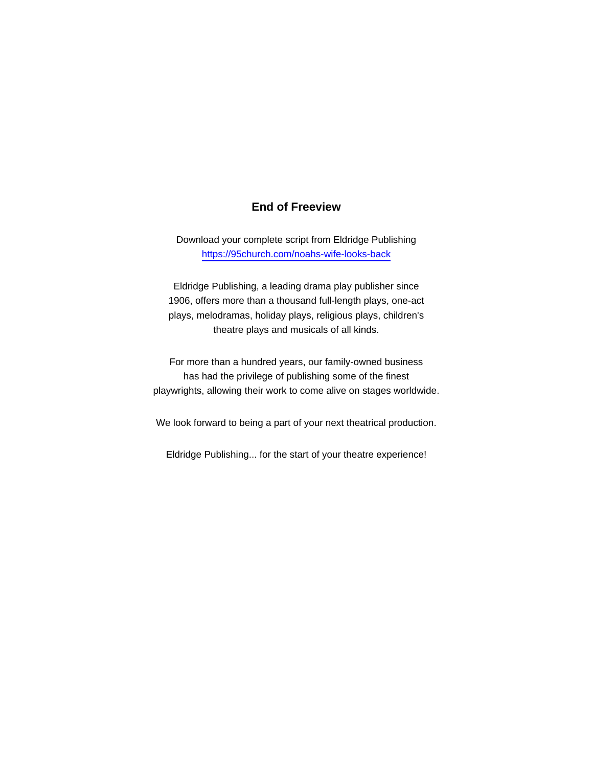## End of Freeview

Download your complete script from Eldridge Publishing
https://95church.com/noahs-wife-looks-back

Eldridge Publishing, a leading drama play publisher since 1906, offers more than a thousand full-length plays, one-act plays, melodramas, holiday plays, religious plays, children's theatre plays and musicals of all kinds.

For more than a hundred years, our family-owned business has had the privilege of publishing some of the finest playwrights, allowing their work to come alive on stages worldwide.

We look forward to being a part of your next theatrical production.

Eldridge Publishing... for the start of your theatre experience!